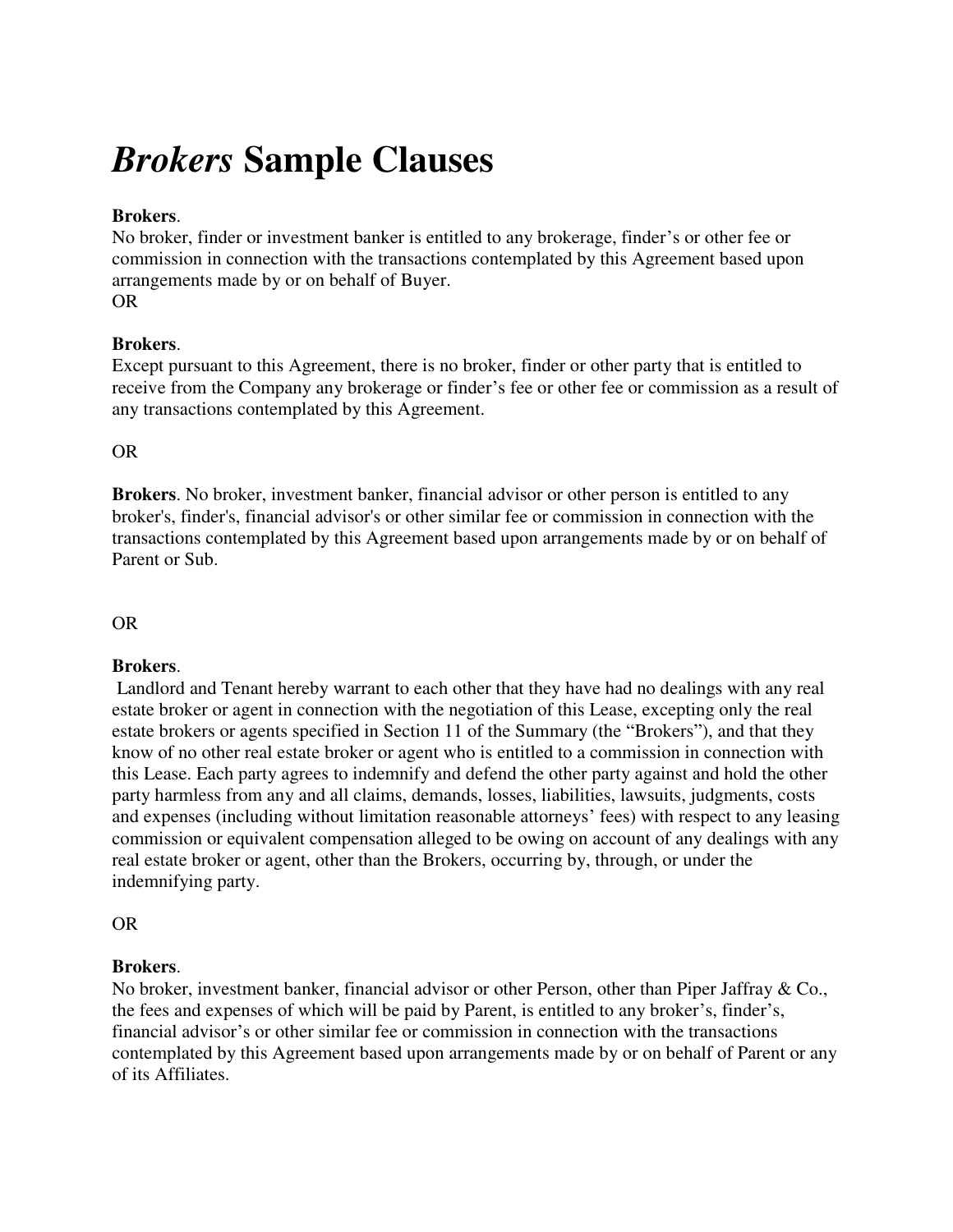# *Brokers* Sample Clauses

**Brokers**.
No broker, finder or investment banker is entitled to any brokerage, finder's or other fee or commission in connection with the transactions contemplated by this Agreement based upon arrangements made by or on behalf of Buyer.
OR

**Brokers**.
Except pursuant to this Agreement, there is no broker, finder or other party that is entitled to receive from the Company any brokerage or finder's fee or other fee or commission as a result of any transactions contemplated by this Agreement.

OR

**Brokers**. No broker, investment banker, financial advisor or other person is entitled to any broker's, finder's, financial advisor's or other similar fee or commission in connection with the transactions contemplated by this Agreement based upon arrangements made by or on behalf of Parent or Sub.

OR

**Brokers**.
Landlord and Tenant hereby warrant to each other that they have had no dealings with any real estate broker or agent in connection with the negotiation of this Lease, excepting only the real estate brokers or agents specified in Section 11 of the Summary (the "Brokers"), and that they know of no other real estate broker or agent who is entitled to a commission in connection with this Lease. Each party agrees to indemnify and defend the other party against and hold the other party harmless from any and all claims, demands, losses, liabilities, lawsuits, judgments, costs and expenses (including without limitation reasonable attorneys' fees) with respect to any leasing commission or equivalent compensation alleged to be owing on account of any dealings with any real estate broker or agent, other than the Brokers, occurring by, through, or under the indemnifying party.

OR

**Brokers**.
No broker, investment banker, financial advisor or other Person, other than Piper Jaffray & Co., the fees and expenses of which will be paid by Parent, is entitled to any broker's, finder's, financial advisor's or other similar fee or commission in connection with the transactions contemplated by this Agreement based upon arrangements made by or on behalf of Parent or any of its Affiliates.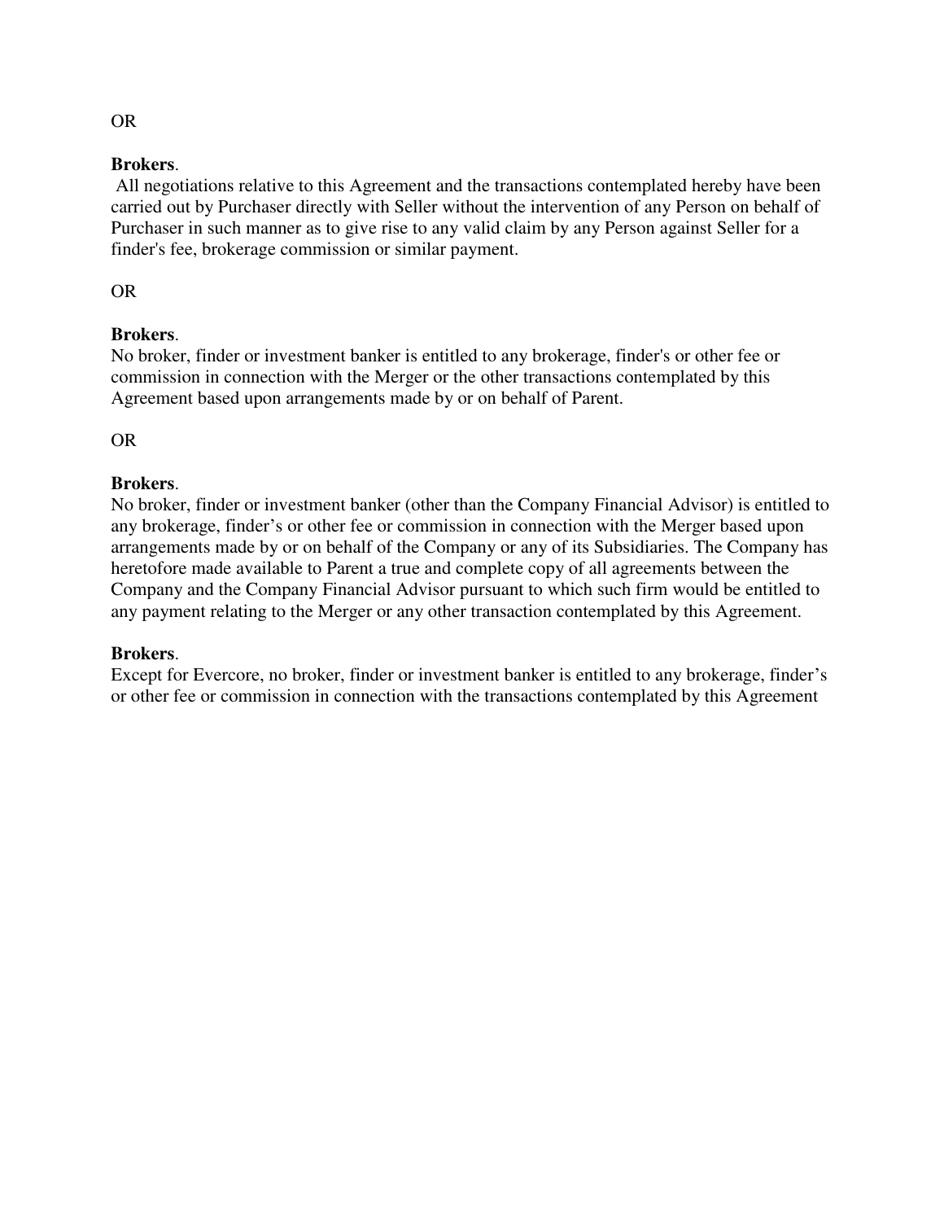OR

**Brokers**.

All negotiations relative to this Agreement and the transactions contemplated hereby have been carried out by Purchaser directly with Seller without the intervention of any Person on behalf of Purchaser in such manner as to give rise to any valid claim by any Person against Seller for a finder's fee, brokerage commission or similar payment.

OR

**Brokers**.

No broker, finder or investment banker is entitled to any brokerage, finder's or other fee or commission in connection with the Merger or the other transactions contemplated by this Agreement based upon arrangements made by or on behalf of Parent.

OR

**Brokers**.

No broker, finder or investment banker (other than the Company Financial Advisor) is entitled to any brokerage, finder's or other fee or commission in connection with the Merger based upon arrangements made by or on behalf of the Company or any of its Subsidiaries. The Company has heretofore made available to Parent a true and complete copy of all agreements between the Company and the Company Financial Advisor pursuant to which such firm would be entitled to any payment relating to the Merger or any other transaction contemplated by this Agreement.

**Brokers**.

Except for Evercore, no broker, finder or investment banker is entitled to any brokerage, finder's or other fee or commission in connection with the transactions contemplated by this Agreement